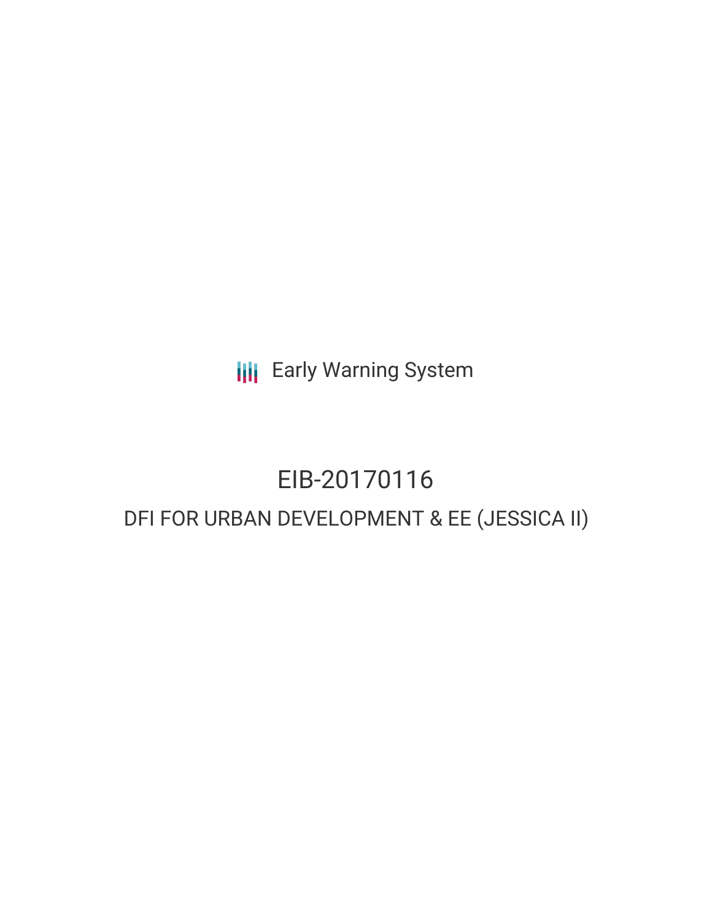Early Warning System

# EIB-20170116

## DFI FOR URBAN DEVELOPMENT & EE (JESSICA II)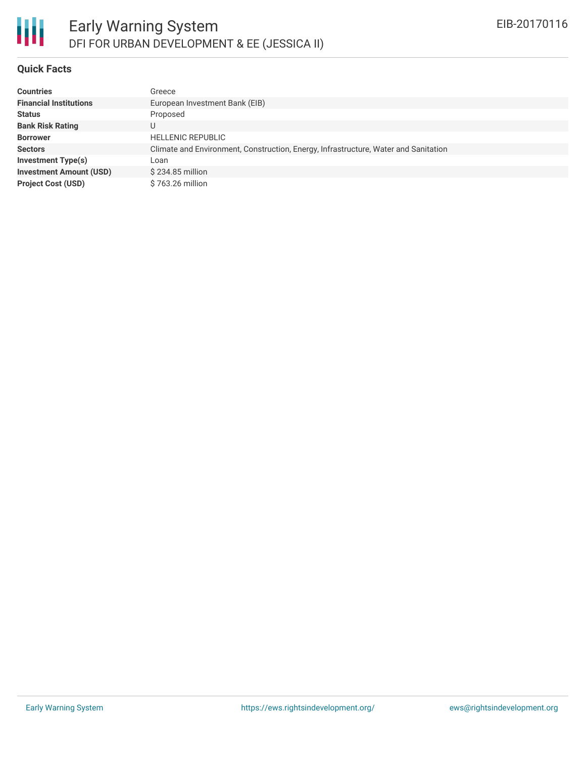# Early Warning System

## DFI FOR URBAN DEVELOPMENT & EE (JESSICA II)

EIB-20170116

### Quick Facts

| | |
|---|---|
| **Countries** | Greece |
| **Financial Institutions** | European Investment Bank (EIB) |
| **Status** | Proposed |
| **Bank Risk Rating** | U |
| **Borrower** | HELLENIC REPUBLIC |
| **Sectors** | Climate and Environment, Construction, Energy, Infrastructure, Water and Sanitation |
| **Investment Type(s)** | Loan |
| **Investment Amount (USD)** | $ 234.85 million |
| **Project Cost (USD)** | $ 763.26 million |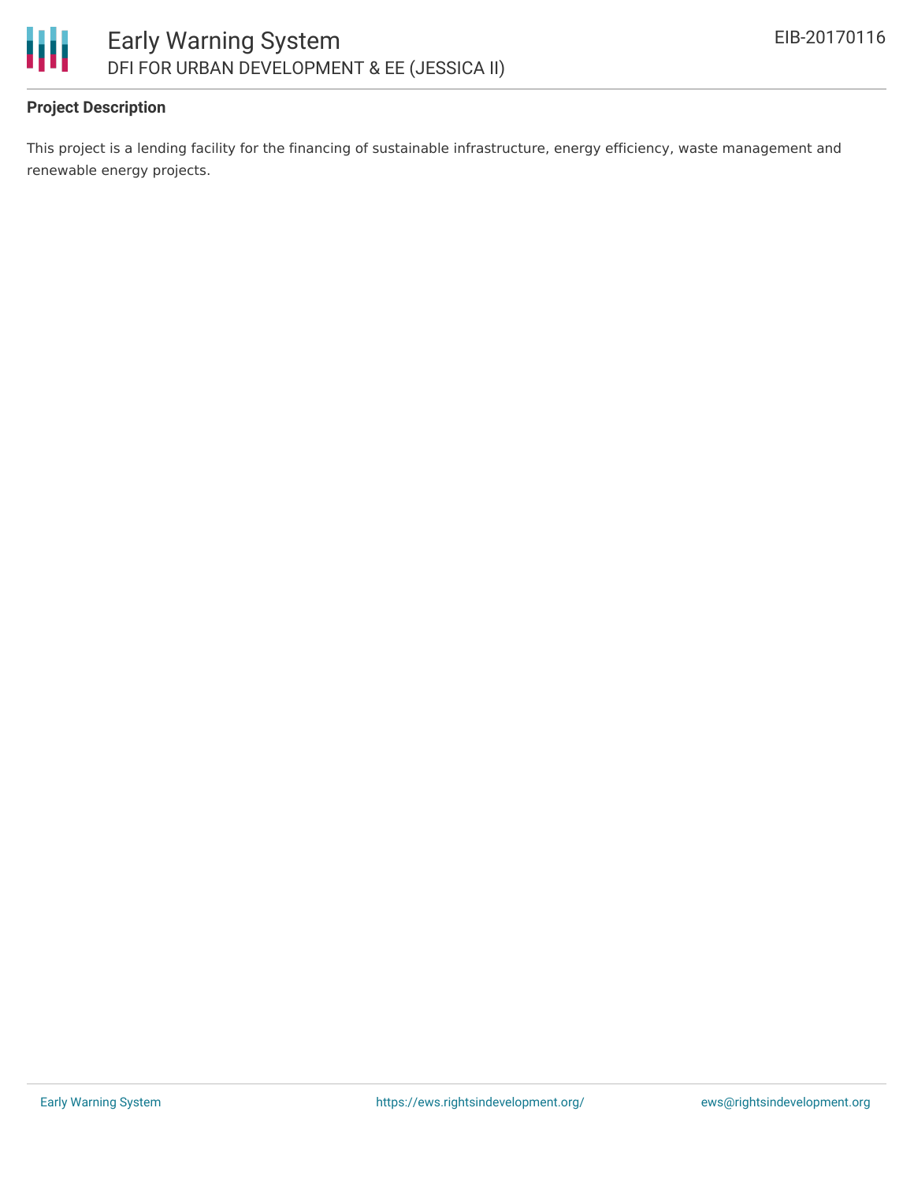**Project Description**

This project is a lending facility for the financing of sustainable infrastructure, energy efficiency, waste management and renewable energy projects.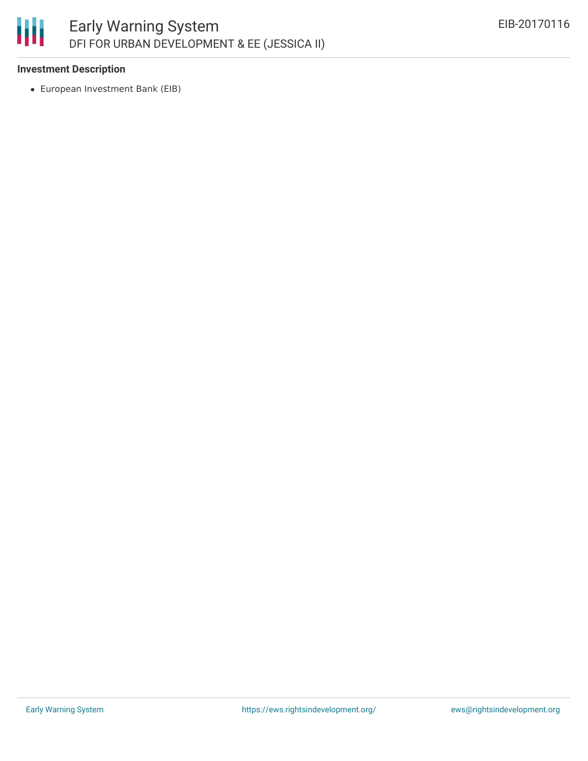**Investment Description**

- European Investment Bank (EIB)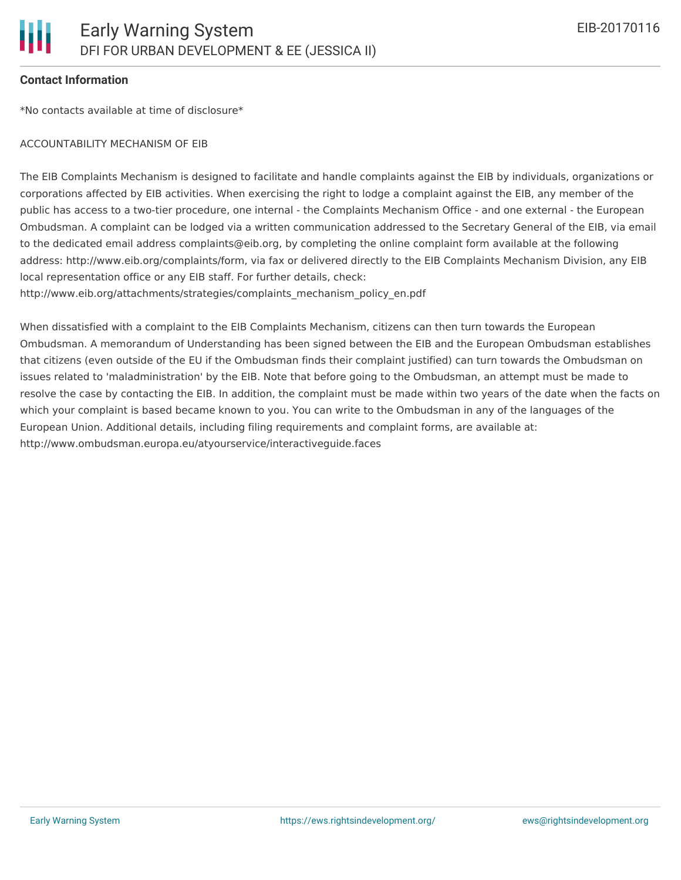**Contact Information**

*No contacts available at time of disclosure*

ACCOUNTABILITY MECHANISM OF EIB

The EIB Complaints Mechanism is designed to facilitate and handle complaints against the EIB by individuals, organizations or corporations affected by EIB activities. When exercising the right to lodge a complaint against the EIB, any member of the public has access to a two-tier procedure, one internal - the Complaints Mechanism Office - and one external - the European Ombudsman. A complaint can be lodged via a written communication addressed to the Secretary General of the EIB, via email to the dedicated email address complaints@eib.org, by completing the online complaint form available at the following address: http://www.eib.org/complaints/form, via fax or delivered directly to the EIB Complaints Mechanism Division, any EIB local representation office or any EIB staff. For further details, check: http://www.eib.org/attachments/strategies/complaints_mechanism_policy_en.pdf

When dissatisfied with a complaint to the EIB Complaints Mechanism, citizens can then turn towards the European Ombudsman. A memorandum of Understanding has been signed between the EIB and the European Ombudsman establishes that citizens (even outside of the EU if the Ombudsman finds their complaint justified) can turn towards the Ombudsman on issues related to 'maladministration' by the EIB. Note that before going to the Ombudsman, an attempt must be made to resolve the case by contacting the EIB. In addition, the complaint must be made within two years of the date when the facts on which your complaint is based became known to you. You can write to the Ombudsman in any of the languages of the European Union. Additional details, including filing requirements and complaint forms, are available at: http://www.ombudsman.europa.eu/atyourservice/interactiveguide.faces